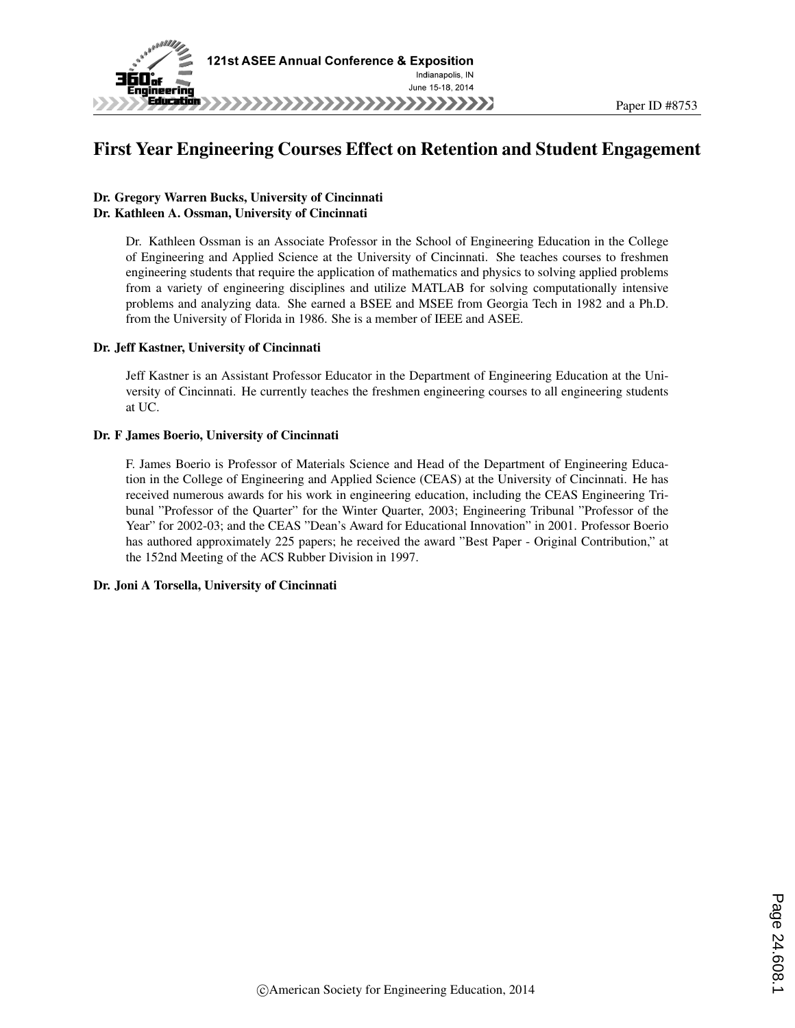Paper ID #8753

# First Year Engineering Courses Effect on Retention and Student Engagement

**Dr. Gregory Warren Bucks, University of Cincinnati**
**Dr. Kathleen A. Ossman, University of Cincinnati**

Dr. Kathleen Ossman is an Associate Professor in the School of Engineering Education in the College of Engineering and Applied Science at the University of Cincinnati. She teaches courses to freshmen engineering students that require the application of mathematics and physics to solving applied problems from a variety of engineering disciplines and utilize MATLAB for solving computationally intensive problems and analyzing data. She earned a BSEE and MSEE from Georgia Tech in 1982 and a Ph.D. from the University of Florida in 1986. She is a member of IEEE and ASEE.

**Dr. Jeff Kastner, University of Cincinnati**

Jeff Kastner is an Assistant Professor Educator in the Department of Engineering Education at the University of Cincinnati. He currently teaches the freshmen engineering courses to all engineering students at UC.

**Dr. F James Boerio, University of Cincinnati**

F. James Boerio is Professor of Materials Science and Head of the Department of Engineering Education in the College of Engineering and Applied Science (CEAS) at the University of Cincinnati. He has received numerous awards for his work in engineering education, including the CEAS Engineering Tribunal "Professor of the Quarter" for the Winter Quarter, 2003; Engineering Tribunal "Professor of the Year" for 2002-03; and the CEAS "Dean's Award for Educational Innovation" in 2001. Professor Boerio has authored approximately 225 papers; he received the award "Best Paper - Original Contribution," at the 152nd Meeting of the ACS Rubber Division in 1997.

**Dr. Joni A Torsella, University of Cincinnati**

©American Society for Engineering Education, 2014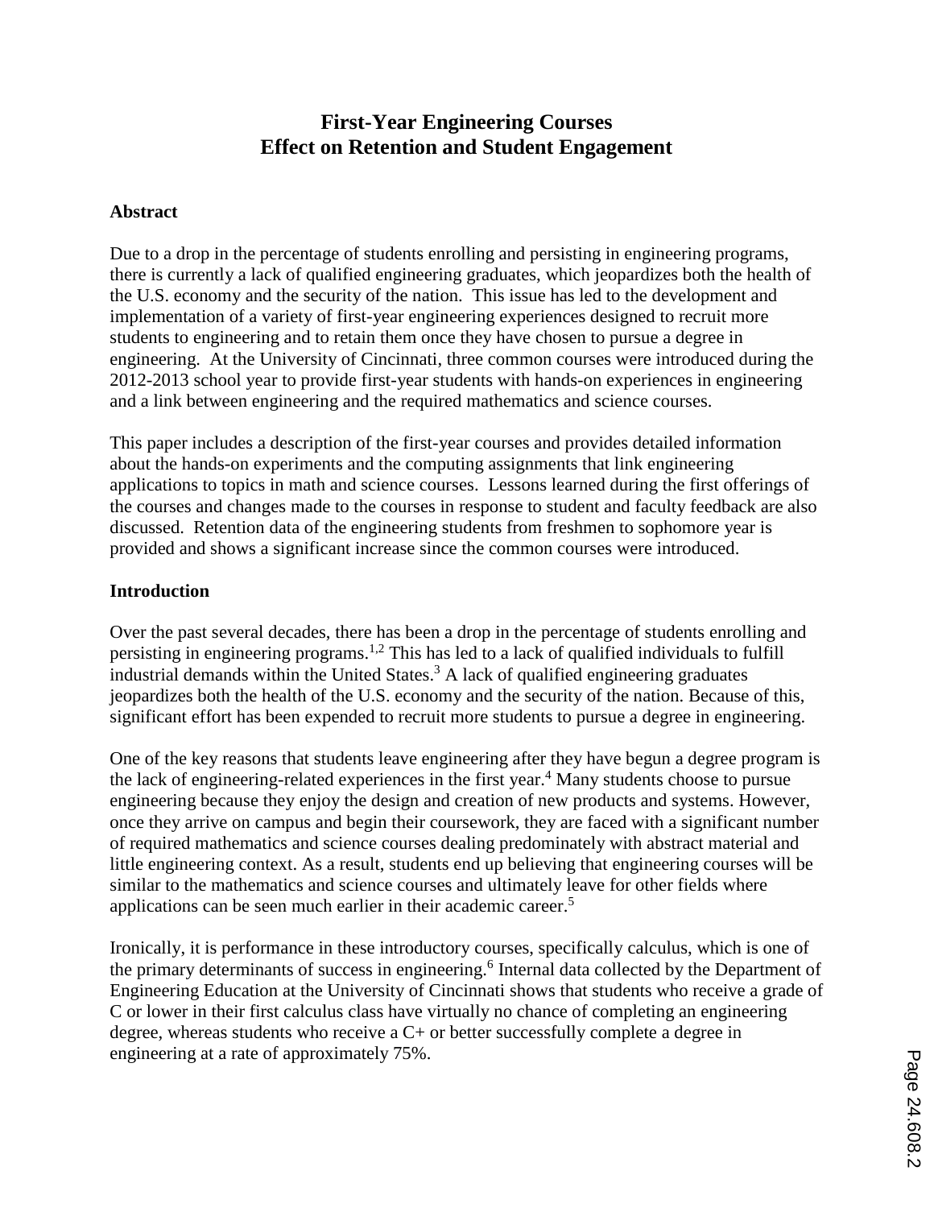# First-Year Engineering Courses
# Effect on Retention and Student Engagement

## Abstract

Due to a drop in the percentage of students enrolling and persisting in engineering programs, there is currently a lack of qualified engineering graduates, which jeopardizes both the health of the U.S. economy and the security of the nation. This issue has led to the development and implementation of a variety of first-year engineering experiences designed to recruit more students to engineering and to retain them once they have chosen to pursue a degree in engineering. At the University of Cincinnati, three common courses were introduced during the 2012-2013 school year to provide first-year students with hands-on experiences in engineering and a link between engineering and the required mathematics and science courses.

This paper includes a description of the first-year courses and provides detailed information about the hands-on experiments and the computing assignments that link engineering applications to topics in math and science courses. Lessons learned during the first offerings of the courses and changes made to the courses in response to student and faculty feedback are also discussed. Retention data of the engineering students from freshmen to sophomore year is provided and shows a significant increase since the common courses were introduced.

## Introduction

Over the past several decades, there has been a drop in the percentage of students enrolling and persisting in engineering programs.[1,2] This has led to a lack of qualified individuals to fulfill industrial demands within the United States.[3] A lack of qualified engineering graduates jeopardizes both the health of the U.S. economy and the security of the nation. Because of this, significant effort has been expended to recruit more students to pursue a degree in engineering.

One of the key reasons that students leave engineering after they have begun a degree program is the lack of engineering-related experiences in the first year.[4] Many students choose to pursue engineering because they enjoy the design and creation of new products and systems. However, once they arrive on campus and begin their coursework, they are faced with a significant number of required mathematics and science courses dealing predominately with abstract material and little engineering context. As a result, students end up believing that engineering courses will be similar to the mathematics and science courses and ultimately leave for other fields where applications can be seen much earlier in their academic career.[5]

Ironically, it is performance in these introductory courses, specifically calculus, which is one of the primary determinants of success in engineering.[6] Internal data collected by the Department of Engineering Education at the University of Cincinnati shows that students who receive a grade of C or lower in their first calculus class have virtually no chance of completing an engineering degree, whereas students who receive a C+ or better successfully complete a degree in engineering at a rate of approximately 75%.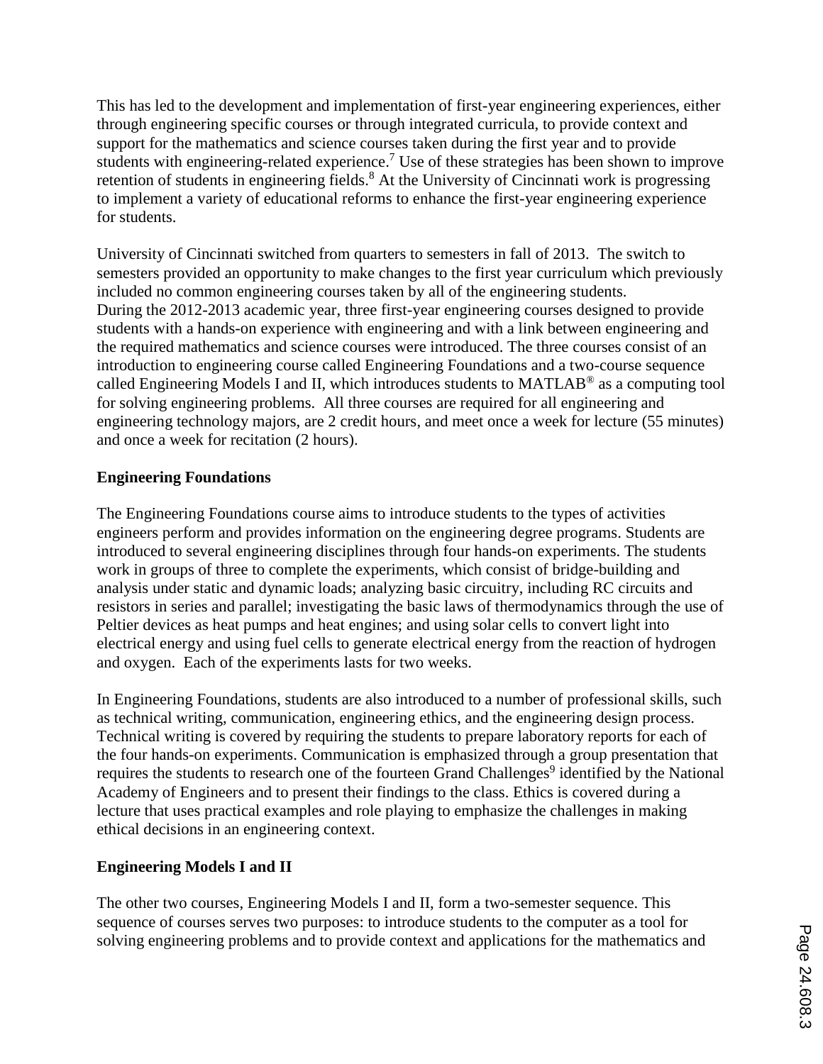This has led to the development and implementation of first-year engineering experiences, either through engineering specific courses or through integrated curricula, to provide context and support for the mathematics and science courses taken during the first year and to provide students with engineering-related experience.[7] Use of these strategies has been shown to improve retention of students in engineering fields.[8] At the University of Cincinnati work is progressing to implement a variety of educational reforms to enhance the first-year engineering experience for students.

University of Cincinnati switched from quarters to semesters in fall of 2013. The switch to semesters provided an opportunity to make changes to the first year curriculum which previously included no common engineering courses taken by all of the engineering students. During the 2012-2013 academic year, three first-year engineering courses designed to provide students with a hands-on experience with engineering and with a link between engineering and the required mathematics and science courses were introduced. The three courses consist of an introduction to engineering course called Engineering Foundations and a two-course sequence called Engineering Models I and II, which introduces students to MATLAB® as a computing tool for solving engineering problems. All three courses are required for all engineering and engineering technology majors, are 2 credit hours, and meet once a week for lecture (55 minutes) and once a week for recitation (2 hours).

**Engineering Foundations**

The Engineering Foundations course aims to introduce students to the types of activities engineers perform and provides information on the engineering degree programs. Students are introduced to several engineering disciplines through four hands-on experiments. The students work in groups of three to complete the experiments, which consist of bridge-building and analysis under static and dynamic loads; analyzing basic circuitry, including RC circuits and resistors in series and parallel; investigating the basic laws of thermodynamics through the use of Peltier devices as heat pumps and heat engines; and using solar cells to convert light into electrical energy and using fuel cells to generate electrical energy from the reaction of hydrogen and oxygen. Each of the experiments lasts for two weeks.

In Engineering Foundations, students are also introduced to a number of professional skills, such as technical writing, communication, engineering ethics, and the engineering design process. Technical writing is covered by requiring the students to prepare laboratory reports for each of the four hands-on experiments. Communication is emphasized through a group presentation that requires the students to research one of the fourteen Grand Challenges[9] identified by the National Academy of Engineers and to present their findings to the class. Ethics is covered during a lecture that uses practical examples and role playing to emphasize the challenges in making ethical decisions in an engineering context.

**Engineering Models I and II**

The other two courses, Engineering Models I and II, form a two-semester sequence. This sequence of courses serves two purposes: to introduce students to the computer as a tool for solving engineering problems and to provide context and applications for the mathematics and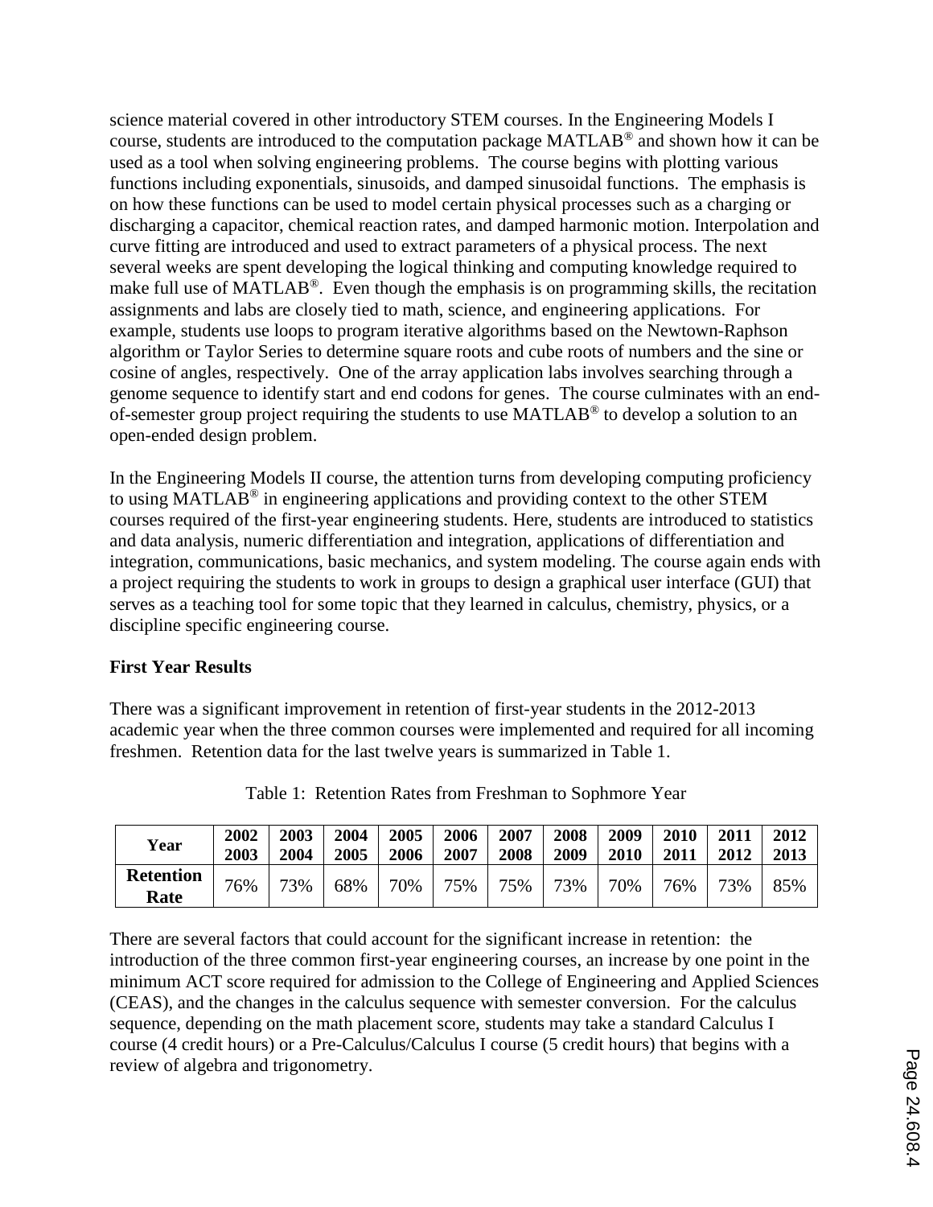science material covered in other introductory STEM courses. In the Engineering Models I course, students are introduced to the computation package MATLAB® and shown how it can be used as a tool when solving engineering problems. The course begins with plotting various functions including exponentials, sinusoids, and damped sinusoidal functions. The emphasis is on how these functions can be used to model certain physical processes such as a charging or discharging a capacitor, chemical reaction rates, and damped harmonic motion. Interpolation and curve fitting are introduced and used to extract parameters of a physical process. The next several weeks are spent developing the logical thinking and computing knowledge required to make full use of MATLAB®. Even though the emphasis is on programming skills, the recitation assignments and labs are closely tied to math, science, and engineering applications. For example, students use loops to program iterative algorithms based on the Newtown-Raphson algorithm or Taylor Series to determine square roots and cube roots of numbers and the sine or cosine of angles, respectively. One of the array application labs involves searching through a genome sequence to identify start and end codons for genes. The course culminates with an end-of-semester group project requiring the students to use MATLAB® to develop a solution to an open-ended design problem.

In the Engineering Models II course, the attention turns from developing computing proficiency to using MATLAB® in engineering applications and providing context to the other STEM courses required of the first-year engineering students. Here, students are introduced to statistics and data analysis, numeric differentiation and integration, applications of differentiation and integration, communications, basic mechanics, and system modeling. The course again ends with a project requiring the students to work in groups to design a graphical user interface (GUI) that serves as a teaching tool for some topic that they learned in calculus, chemistry, physics, or a discipline specific engineering course.

**First Year Results**

There was a significant improvement in retention of first-year students in the 2012-2013 academic year when the three common courses were implemented and required for all incoming freshmen. Retention data for the last twelve years is summarized in Table 1.

Table 1: Retention Rates from Freshman to Sophmore Year

| **Year** | **2002 2003** | **2003 2004** | **2004 2005** | **2005 2006** | **2006 2007** | **2007 2008** | **2008 2009** | **2009 2010** | **2010 2011** | **2011 2012** | **2012 2013** |
|---|---|---|---|---|---|---|---|---|---|---|---|
| **Retention Rate** | 76% | 73% | 68% | 70% | 75% | 75% | 73% | 70% | 76% | 73% | 85% |

There are several factors that could account for the significant increase in retention: the introduction of the three common first-year engineering courses, an increase by one point in the minimum ACT score required for admission to the College of Engineering and Applied Sciences (CEAS), and the changes in the calculus sequence with semester conversion. For the calculus sequence, depending on the math placement score, students may take a standard Calculus I course (4 credit hours) or a Pre-Calculus/Calculus I course (5 credit hours) that begins with a review of algebra and trigonometry.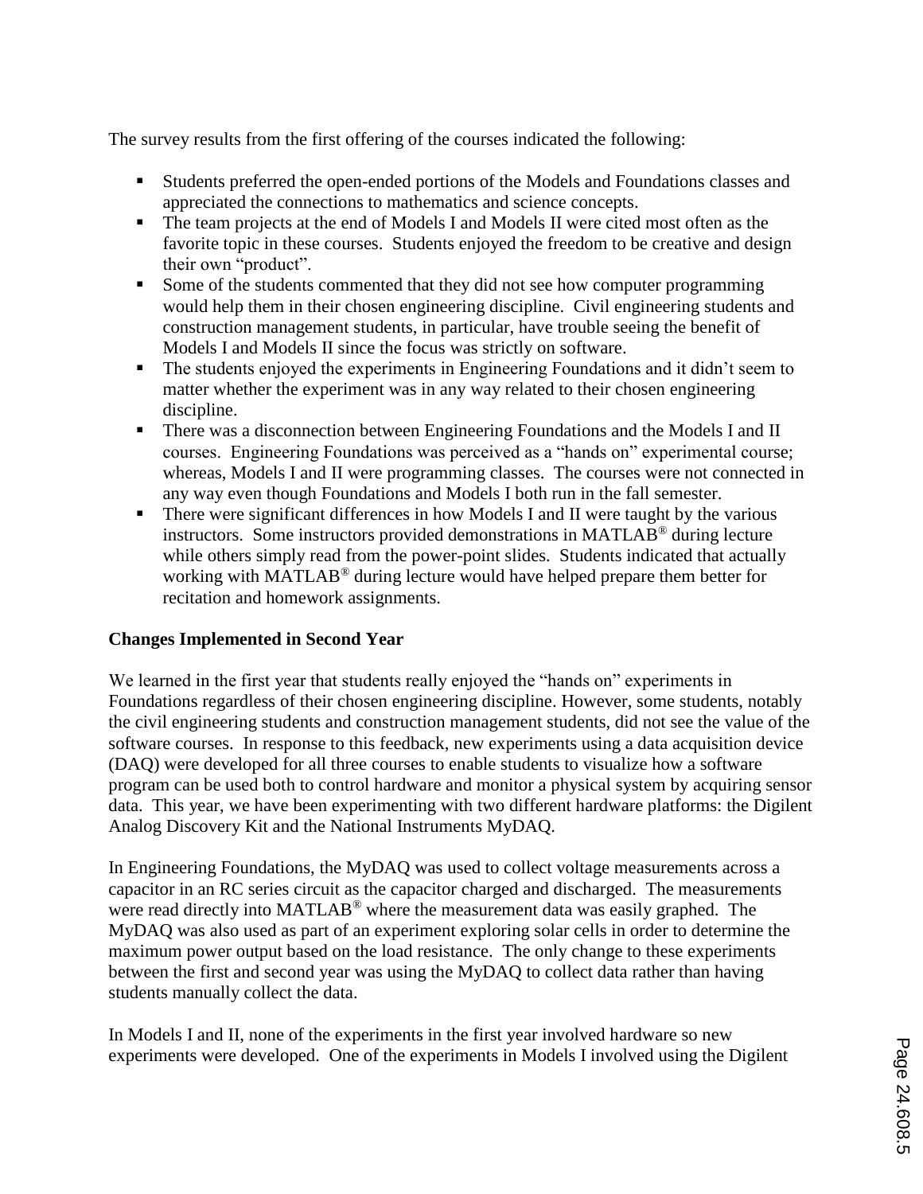The survey results from the first offering of the courses indicated the following:

- Students preferred the open-ended portions of the Models and Foundations classes and appreciated the connections to mathematics and science concepts.
- The team projects at the end of Models I and Models II were cited most often as the favorite topic in these courses. Students enjoyed the freedom to be creative and design their own "product".
- Some of the students commented that they did not see how computer programming would help them in their chosen engineering discipline. Civil engineering students and construction management students, in particular, have trouble seeing the benefit of Models I and Models II since the focus was strictly on software.
- The students enjoyed the experiments in Engineering Foundations and it didn't seem to matter whether the experiment was in any way related to their chosen engineering discipline.
- There was a disconnection between Engineering Foundations and the Models I and II courses. Engineering Foundations was perceived as a "hands on" experimental course; whereas, Models I and II were programming classes. The courses were not connected in any way even though Foundations and Models I both run in the fall semester.
- There were significant differences in how Models I and II were taught by the various instructors. Some instructors provided demonstrations in MATLAB® during lecture while others simply read from the power-point slides. Students indicated that actually working with MATLAB® during lecture would have helped prepare them better for recitation and homework assignments.

**Changes Implemented in Second Year**

We learned in the first year that students really enjoyed the "hands on" experiments in Foundations regardless of their chosen engineering discipline. However, some students, notably the civil engineering students and construction management students, did not see the value of the software courses. In response to this feedback, new experiments using a data acquisition device (DAQ) were developed for all three courses to enable students to visualize how a software program can be used both to control hardware and monitor a physical system by acquiring sensor data. This year, we have been experimenting with two different hardware platforms: the Digilent Analog Discovery Kit and the National Instruments MyDAQ.

In Engineering Foundations, the MyDAQ was used to collect voltage measurements across a capacitor in an RC series circuit as the capacitor charged and discharged. The measurements were read directly into MATLAB® where the measurement data was easily graphed. The MyDAQ was also used as part of an experiment exploring solar cells in order to determine the maximum power output based on the load resistance. The only change to these experiments between the first and second year was using the MyDAQ to collect data rather than having students manually collect the data.

In Models I and II, none of the experiments in the first year involved hardware so new experiments were developed. One of the experiments in Models I involved using the Digilent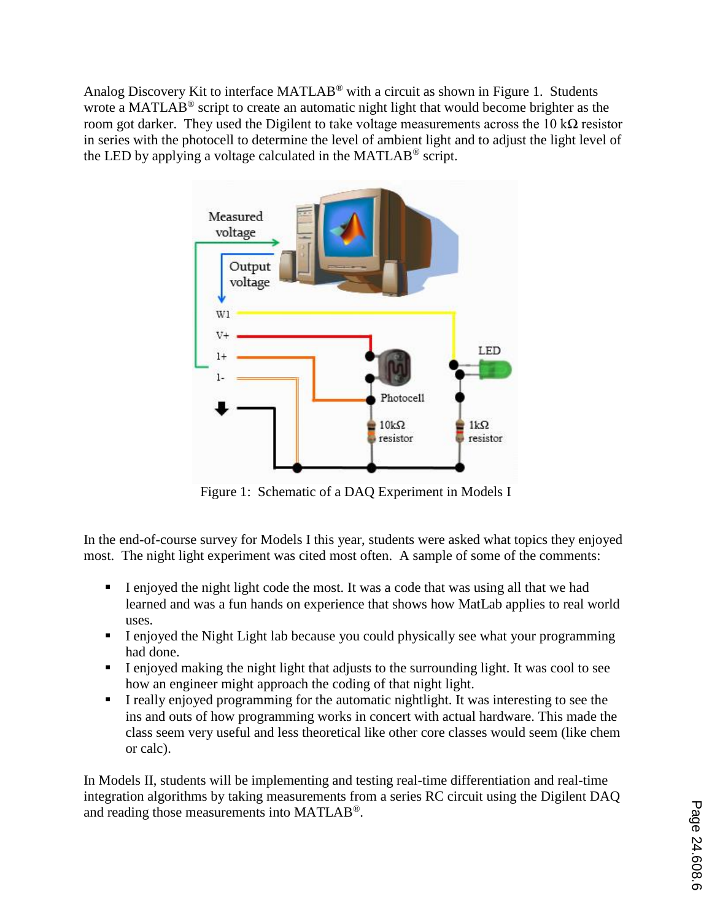Analog Discovery Kit to interface MATLAB® with a circuit as shown in Figure 1. Students wrote a MATLAB® script to create an automatic night light that would become brighter as the room got darker. They used the Digilent to take voltage measurements across the 10 kΩ resistor in series with the photocell to determine the level of ambient light and to adjust the light level of the LED by applying a voltage calculated in the MATLAB® script.

Figure 1: Schematic of a DAQ Experiment in Models I

In the end-of-course survey for Models I this year, students were asked what topics they enjoyed most. The night light experiment was cited most often. A sample of some of the comments:

- I enjoyed the night light code the most. It was a code that was using all that we had learned and was a fun hands on experience that shows how MatLab applies to real world uses.
- I enjoyed the Night Light lab because you could physically see what your programming had done.
- I enjoyed making the night light that adjusts to the surrounding light. It was cool to see how an engineer might approach the coding of that night light.
- I really enjoyed programming for the automatic nightlight. It was interesting to see the ins and outs of how programming works in concert with actual hardware. This made the class seem very useful and less theoretical like other core classes would seem (like chem or calc).

In Models II, students will be implementing and testing real-time differentiation and real-time integration algorithms by taking measurements from a series RC circuit using the Digilent DAQ and reading those measurements into MATLAB®.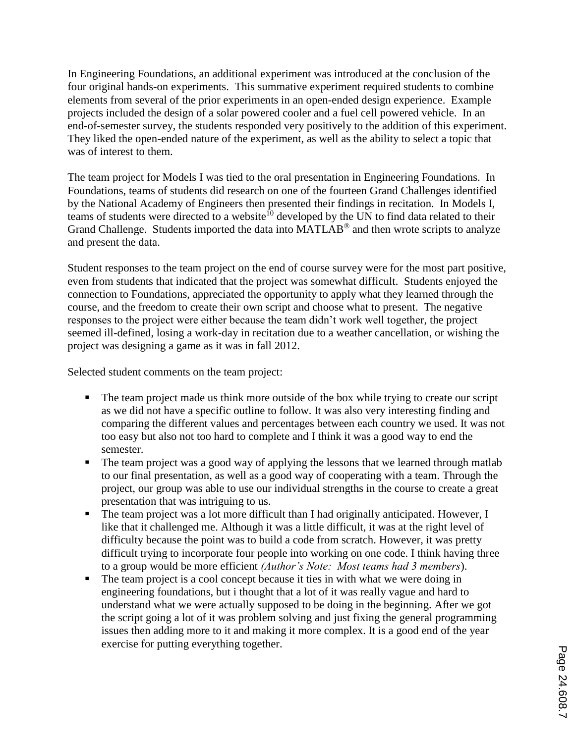In Engineering Foundations, an additional experiment was introduced at the conclusion of the four original hands-on experiments. This summative experiment required students to combine elements from several of the prior experiments in an open-ended design experience. Example projects included the design of a solar powered cooler and a fuel cell powered vehicle. In an end-of-semester survey, the students responded very positively to the addition of this experiment. They liked the open-ended nature of the experiment, as well as the ability to select a topic that was of interest to them.

The team project for Models I was tied to the oral presentation in Engineering Foundations. In Foundations, teams of students did research on one of the fourteen Grand Challenges identified by the National Academy of Engineers then presented their findings in recitation. In Models I, teams of students were directed to a website[10] developed by the UN to find data related to their Grand Challenge. Students imported the data into MATLAB® and then wrote scripts to analyze and present the data.

Student responses to the team project on the end of course survey were for the most part positive, even from students that indicated that the project was somewhat difficult. Students enjoyed the connection to Foundations, appreciated the opportunity to apply what they learned through the course, and the freedom to create their own script and choose what to present. The negative responses to the project were either because the team didn't work well together, the project seemed ill-defined, losing a work-day in recitation due to a weather cancellation, or wishing the project was designing a game as it was in fall 2012.

Selected student comments on the team project:

- The team project made us think more outside of the box while trying to create our script as we did not have a specific outline to follow. It was also very interesting finding and comparing the different values and percentages between each country we used. It was not too easy but also not too hard to complete and I think it was a good way to end the semester.
- The team project was a good way of applying the lessons that we learned through matlab to our final presentation, as well as a good way of cooperating with a team. Through the project, our group was able to use our individual strengths in the course to create a great presentation that was intriguing to us.
- The team project was a lot more difficult than I had originally anticipated. However, I like that it challenged me. Although it was a little difficult, it was at the right level of difficulty because the point was to build a code from scratch. However, it was pretty difficult trying to incorporate four people into working on one code. I think having three to a group would be more efficient *(Author's Note: Most teams had 3 members*).
- The team project is a cool concept because it ties in with what we were doing in engineering foundations, but i thought that a lot of it was really vague and hard to understand what we were actually supposed to be doing in the beginning. After we got the script going a lot of it was problem solving and just fixing the general programming issues then adding more to it and making it more complex. It is a good end of the year exercise for putting everything together.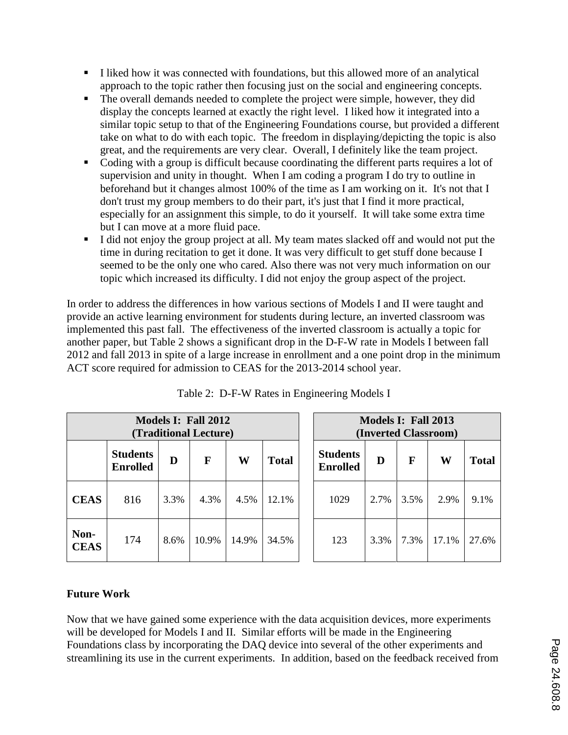- I liked how it was connected with foundations, but this allowed more of an analytical approach to the topic rather then focusing just on the social and engineering concepts.
- The overall demands needed to complete the project were simple, however, they did display the concepts learned at exactly the right level. I liked how it integrated into a similar topic setup to that of the Engineering Foundations course, but provided a different take on what to do with each topic. The freedom in displaying/depicting the topic is also great, and the requirements are very clear. Overall, I definitely like the team project.
- Coding with a group is difficult because coordinating the different parts requires a lot of supervision and unity in thought. When I am coding a program I do try to outline in beforehand but it changes almost 100% of the time as I am working on it. It's not that I don't trust my group members to do their part, it's just that I find it more practical, especially for an assignment this simple, to do it yourself. It will take some extra time but I can move at a more fluid pace.
- I did not enjoy the group project at all. My team mates slacked off and would not put the time in during recitation to get it done. It was very difficult to get stuff done because I seemed to be the only one who cared. Also there was not very much information on our topic which increased its difficulty. I did not enjoy the group aspect of the project.

In order to address the differences in how various sections of Models I and II were taught and provide an active learning environment for students during lecture, an inverted classroom was implemented this past fall. The effectiveness of the inverted classroom is actually a topic for another paper, but Table 2 shows a significant drop in the D-F-W rate in Models I between fall 2012 and fall 2013 in spite of a large increase in enrollment and a one point drop in the minimum ACT score required for admission to CEAS for the 2013-2014 school year.

Table 2: D-F-W Rates in Engineering Models I

| | **Models I: Fall 2012 (Traditional Lecture)** | | | | | **Models I: Fall 2013 (Inverted Classroom)** | | | | |
|---|---|---|---|---|---|---|---|---|---|---|
| | **Students Enrolled** | **D** | **F** | **W** | **Total** | **Students Enrolled** | **D** | **F** | **W** | **Total** |
| **CEAS** | 816 | 3.3% | 4.3% | 4.5% | 12.1% | 1029 | 2.7% | 3.5% | 2.9% | 9.1% |
| **Non-CEAS** | 174 | 8.6% | 10.9% | 14.9% | 34.5% | 123 | 3.3% | 7.3% | 17.1% | 27.6% |

**Future Work**

Now that we have gained some experience with the data acquisition devices, more experiments will be developed for Models I and II. Similar efforts will be made in the Engineering Foundations class by incorporating the DAQ device into several of the other experiments and streamlining its use in the current experiments. In addition, based on the feedback received from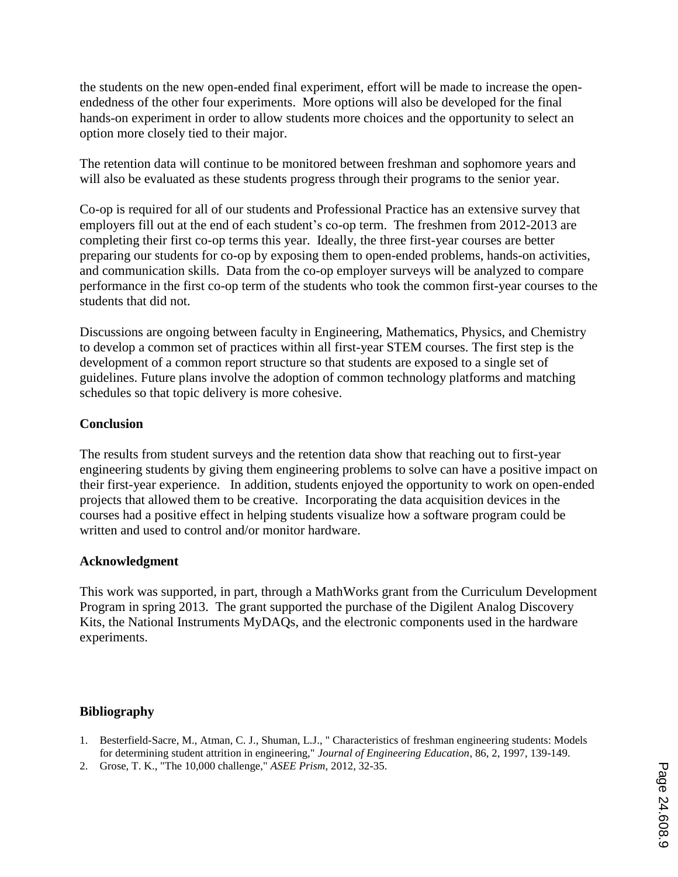the students on the new open-ended final experiment, effort will be made to increase the open-endedness of the other four experiments. More options will also be developed for the final hands-on experiment in order to allow students more choices and the opportunity to select an option more closely tied to their major.

The retention data will continue to be monitored between freshman and sophomore years and will also be evaluated as these students progress through their programs to the senior year.

Co-op is required for all of our students and Professional Practice has an extensive survey that employers fill out at the end of each student's co-op term. The freshmen from 2012-2013 are completing their first co-op terms this year. Ideally, the three first-year courses are better preparing our students for co-op by exposing them to open-ended problems, hands-on activities, and communication skills. Data from the co-op employer surveys will be analyzed to compare performance in the first co-op term of the students who took the common first-year courses to the students that did not.

Discussions are ongoing between faculty in Engineering, Mathematics, Physics, and Chemistry to develop a common set of practices within all first-year STEM courses. The first step is the development of a common report structure so that students are exposed to a single set of guidelines. Future plans involve the adoption of common technology platforms and matching schedules so that topic delivery is more cohesive.

## Conclusion

The results from student surveys and the retention data show that reaching out to first-year engineering students by giving them engineering problems to solve can have a positive impact on their first-year experience. In addition, students enjoyed the opportunity to work on open-ended projects that allowed them to be creative. Incorporating the data acquisition devices in the courses had a positive effect in helping students visualize how a software program could be written and used to control and/or monitor hardware.

## Acknowledgment

This work was supported, in part, through a MathWorks grant from the Curriculum Development Program in spring 2013. The grant supported the purchase of the Digilent Analog Discovery Kits, the National Instruments MyDAQs, and the electronic components used in the hardware experiments.

## Bibliography

1. Besterfield-Sacre, M., Atman, C. J., Shuman, L.J., " Characteristics of freshman engineering students: Models for determining student attrition in engineering," *Journal of Engineering Education*, 86, 2, 1997, 139-149.
2. Grose, T. K., "The 10,000 challenge," *ASEE Prism*, 2012, 32-35.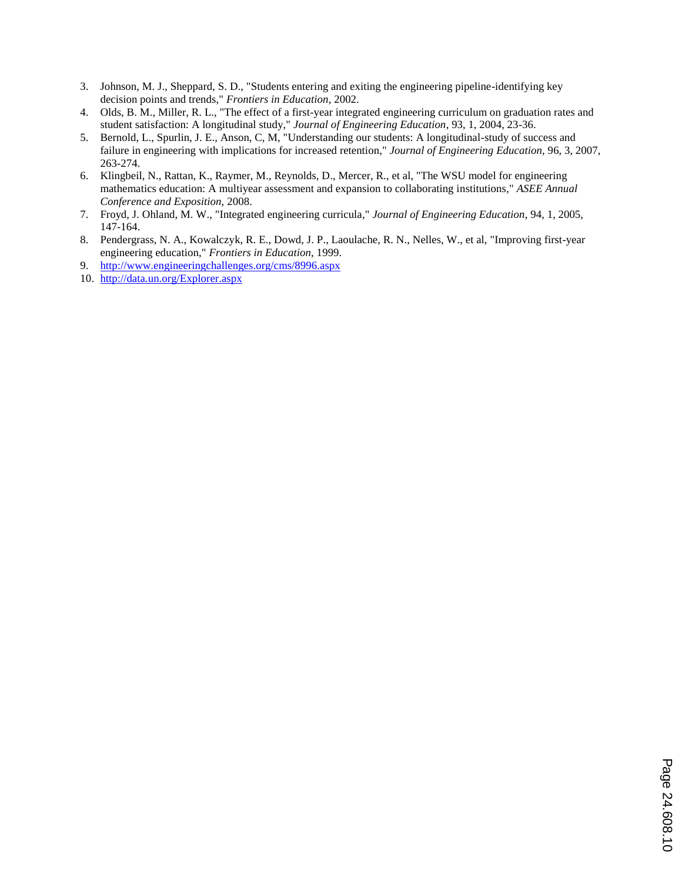3. Johnson, M. J., Sheppard, S. D., "Students entering and exiting the engineering pipeline-identifying key decision points and trends," *Frontiers in Education*, 2002.
4. Olds, B. M., Miller, R. L., "The effect of a first-year integrated engineering curriculum on graduation rates and student satisfaction: A longitudinal study," *Journal of Engineering Education*, 93, 1, 2004, 23-36.
5. Bernold, L., Spurlin, J. E., Anson, C, M, "Understanding our students: A longitudinal-study of success and failure in engineering with implications for increased retention," *Journal of Engineering Education*, 96, 3, 2007, 263-274.
6. Klingbeil, N., Rattan, K., Raymer, M., Reynolds, D., Mercer, R., et al, "The WSU model for engineering mathematics education: A multiyear assessment and expansion to collaborating institutions," *ASEE Annual Conference and Exposition*, 2008.
7. Froyd, J. Ohland, M. W., "Integrated engineering curricula," *Journal of Engineering Education*, 94, 1, 2005, 147-164.
8. Pendergrass, N. A., Kowalczyk, R. E., Dowd, J. P., Laoulache, R. N., Nelles, W., et al, "Improving first-year engineering education," *Frontiers in Education*, 1999.
9. http://www.engineeringchallenges.org/cms/8996.aspx
10. http://data.un.org/Explorer.aspx